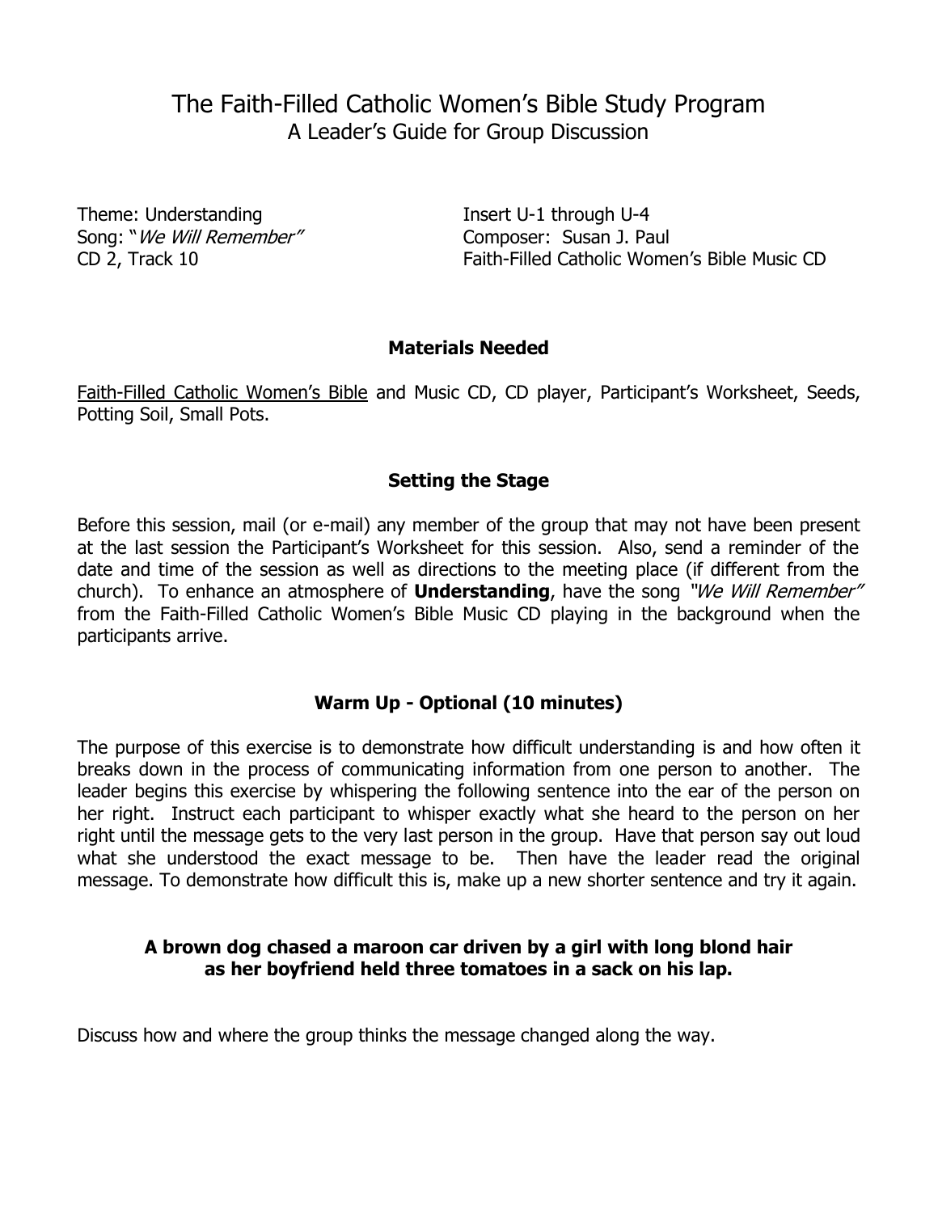# The Faith-Filled Catholic Women's Bible Study Program

## A Leader's Guide for Group Discussion

Theme: Understanding
Song: "*We Will Remember*"
CD 2, Track 10

Insert U-1 through U-4
Composer: Susan J. Paul
Faith-Filled Catholic Women's Bible Music CD

### Materials Needed

Faith-Filled Catholic Women's Bible and Music CD, CD player, Participant's Worksheet, Seeds, Potting Soil, Small Pots.

### Setting the Stage

Before this session, mail (or e-mail) any member of the group that may not have been present at the last session the Participant's Worksheet for this session. Also, send a reminder of the date and time of the session as well as directions to the meeting place (if different from the church). To enhance an atmosphere of **Understanding**, have the song *"We Will Remember"* from the Faith-Filled Catholic Women's Bible Music CD playing in the background when the participants arrive.

### Warm Up - Optional (10 minutes)

The purpose of this exercise is to demonstrate how difficult understanding is and how often it breaks down in the process of communicating information from one person to another. The leader begins this exercise by whispering the following sentence into the ear of the person on her right. Instruct each participant to whisper exactly what she heard to the person on her right until the message gets to the very last person in the group. Have that person say out loud what she understood the exact message to be. Then have the leader read the original message. To demonstrate how difficult this is, make up a new shorter sentence and try it again.

**A brown dog chased a maroon car driven by a girl with long blond hair as her boyfriend held three tomatoes in a sack on his lap.**

Discuss how and where the group thinks the message changed along the way.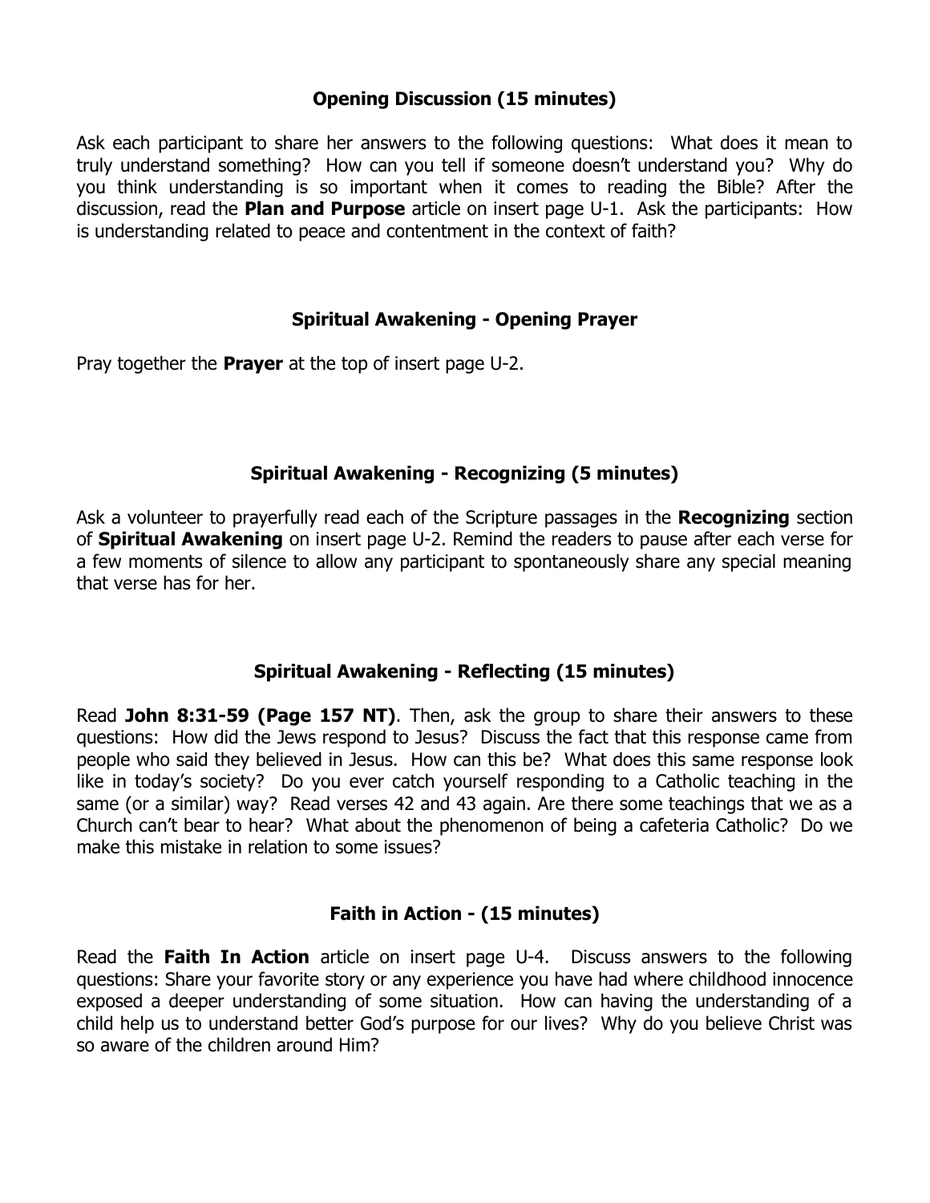## Opening Discussion (15 minutes)

Ask each participant to share her answers to the following questions: What does it mean to truly understand something? How can you tell if someone doesn't understand you? Why do you think understanding is so important when it comes to reading the Bible? After the discussion, read the **Plan and Purpose** article on insert page U-1. Ask the participants: How is understanding related to peace and contentment in the context of faith?

## Spiritual Awakening - Opening Prayer

Pray together the **Prayer** at the top of insert page U-2.

## Spiritual Awakening - Recognizing (5 minutes)

Ask a volunteer to prayerfully read each of the Scripture passages in the **Recognizing** section of **Spiritual Awakening** on insert page U-2. Remind the readers to pause after each verse for a few moments of silence to allow any participant to spontaneously share any special meaning that verse has for her.

## Spiritual Awakening - Reflecting (15 minutes)

Read **John 8:31-59 (Page 157 NT)**. Then, ask the group to share their answers to these questions: How did the Jews respond to Jesus? Discuss the fact that this response came from people who said they believed in Jesus. How can this be? What does this same response look like in today's society? Do you ever catch yourself responding to a Catholic teaching in the same (or a similar) way? Read verses 42 and 43 again. Are there some teachings that we as a Church can't bear to hear? What about the phenomenon of being a cafeteria Catholic? Do we make this mistake in relation to some issues?

## Faith in Action - (15 minutes)

Read the **Faith In Action** article on insert page U-4. Discuss answers to the following questions: Share your favorite story or any experience you have had where childhood innocence exposed a deeper understanding of some situation. How can having the understanding of a child help us to understand better God's purpose for our lives? Why do you believe Christ was so aware of the children around Him?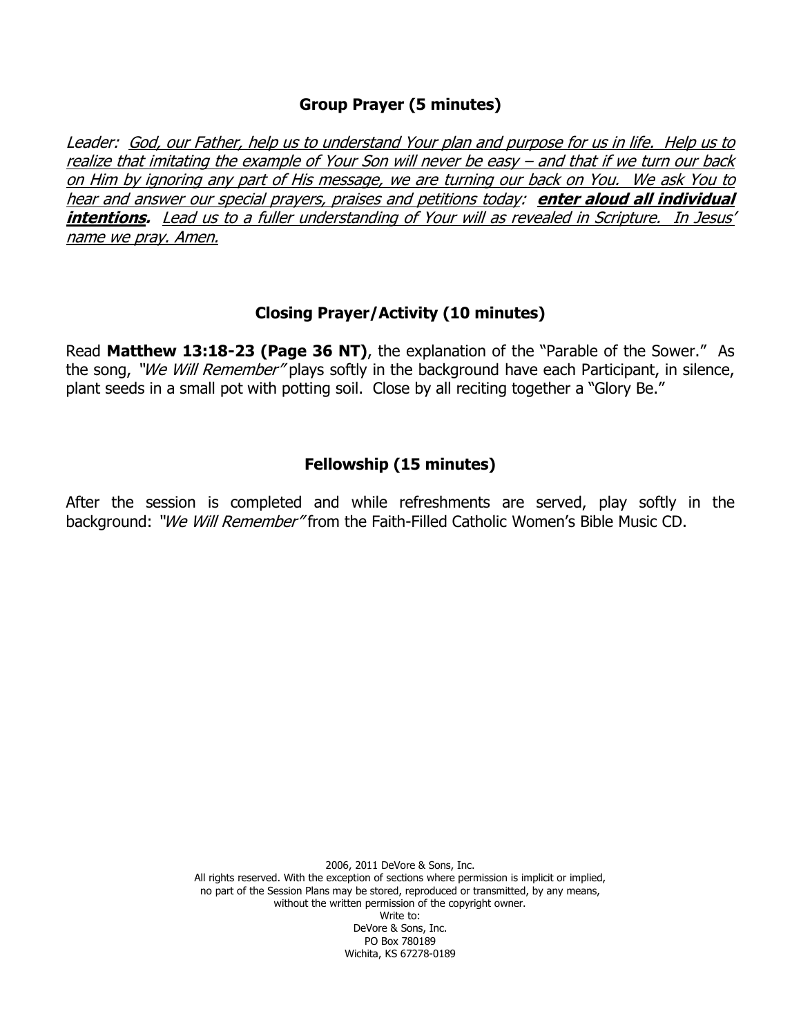## Group Prayer (5 minutes)

*Leader: God, our Father, help us to understand Your plan and purpose for us in life. Help us to realize that imitating the example of Your Son will never be easy – and that if we turn our back on Him by ignoring any part of His message, we are turning our back on You. We ask You to hear and answer our special prayers, praises and petitions today:* ***enter aloud all individual intentions.*** *Lead us to a fuller understanding of Your will as revealed in Scripture. In Jesus' name we pray. Amen.*

## Closing Prayer/Activity (10 minutes)

Read **Matthew 13:18-23 (Page 36 NT)**, the explanation of the "Parable of the Sower." As the song, *"We Will Remember"* plays softly in the background have each Participant, in silence, plant seeds in a small pot with potting soil. Close by all reciting together a "Glory Be."

## Fellowship (15 minutes)

After the session is completed and while refreshments are served, play softly in the background: *"We Will Remember"* from the Faith-Filled Catholic Women's Bible Music CD.

2006, 2011 DeVore & Sons, Inc.
All rights reserved. With the exception of sections where permission is implicit or implied, no part of the Session Plans may be stored, reproduced or transmitted, by any means, without the written permission of the copyright owner.
Write to:
DeVore & Sons, Inc.
PO Box 780189
Wichita, KS 67278-0189